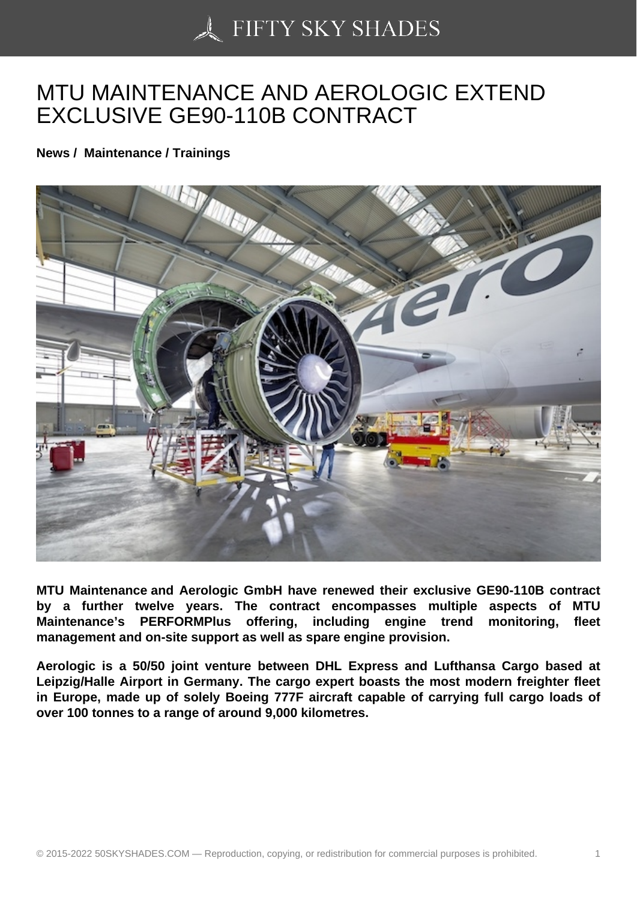# MTU MAINTENANCE AND AEROLOGIC EXTEND EXCLUSIVE GE90-110B CONTRACT

**News / Maintenance / Trainings**

**MTU Maintenance and Aerologic GmbH have renewed their exclusive GE90-110B contract by a further twelve years. The contract encompasses multiple aspects of MTU Maintenance's PERFORMPlus offering, including engine trend monitoring, fleet management and on-site support as well as spare engine provision.**

**Aerologic is a 50/50 joint venture between DHL Express and Lufthansa Cargo based at Leipzig/Halle Airport in Germany. The cargo expert boasts the most modern freighter fleet in Europe, made up of solely Boeing 777F aircraft capable of carrying full cargo loads of over 100 tonnes to a range of around 9,000 kilometres.**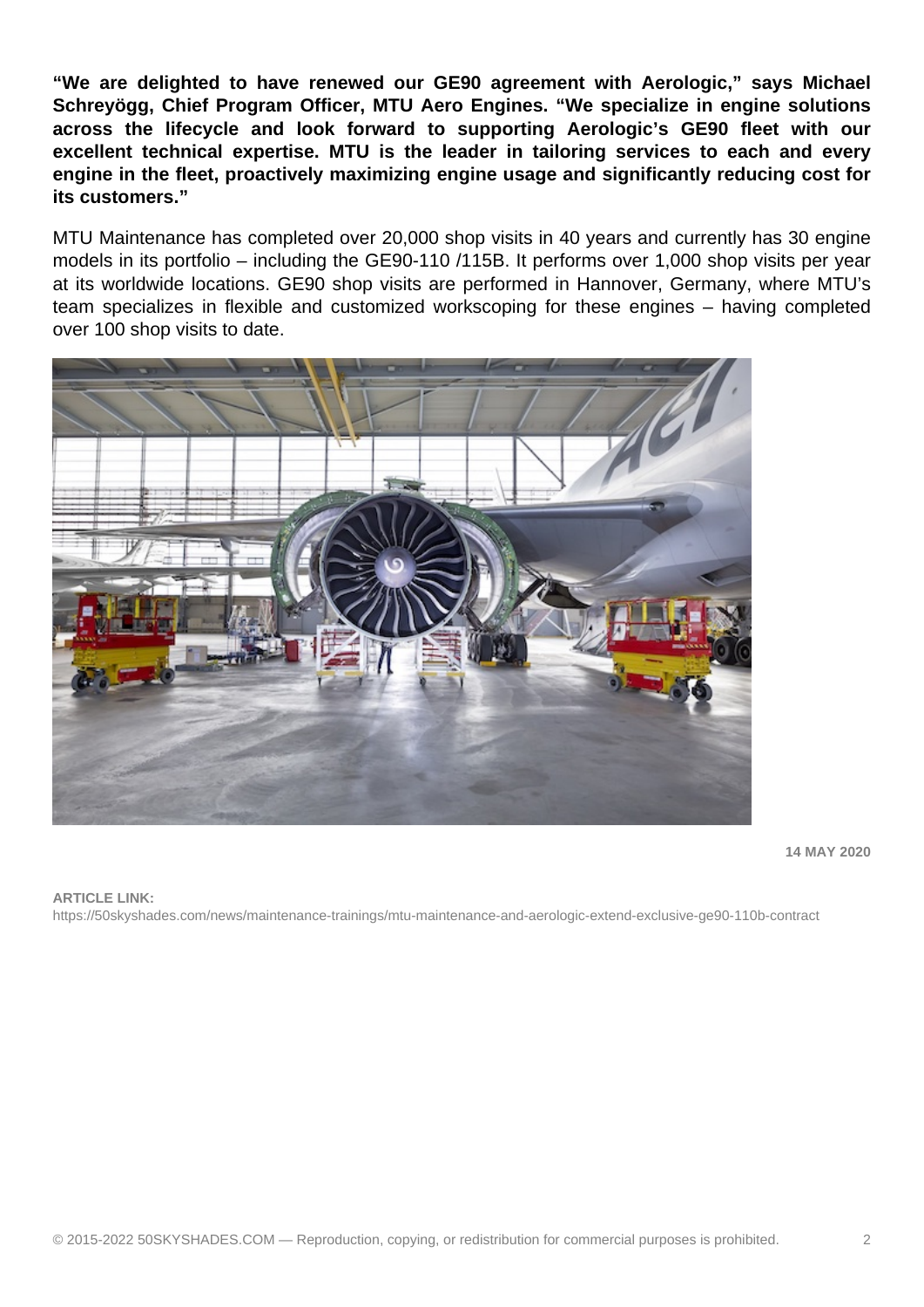**“We are delighted to have renewed our GE90 agreement with Aerologic,” says Michael Schreyögg, Chief Program Officer, MTU Aero Engines. “We specialize in engine solutions across the lifecycle and look forward to supporting Aerologic’s GE90 fleet with our excellent technical expertise. MTU is the leader in tailoring services to each and every engine in the fleet, proactively maximizing engine usage and significantly reducing cost for its customers.”**

MTU Maintenance has completed over 20,000 shop visits in 40 years and currently has 30 engine models in its portfolio – including the GE90-110 /115B. It performs over 1,000 shop visits per year at its worldwide locations. GE90 shop visits are performed in Hannover, Germany, where MTU’s team specializes in flexible and customized workscoping for these engines – having completed over 100 shop visits to date.

**14 MAY 2020**

**ARTICLE LINK:**
https://50skyshades.com/news/maintenance-trainings/mtu-maintenance-and-aerologic-extend-exclusive-ge90-110b-contract

© 2015-2022 50SKYSHADES.COM — Reproduction, copying, or redistribution for commercial purposes is prohibited.